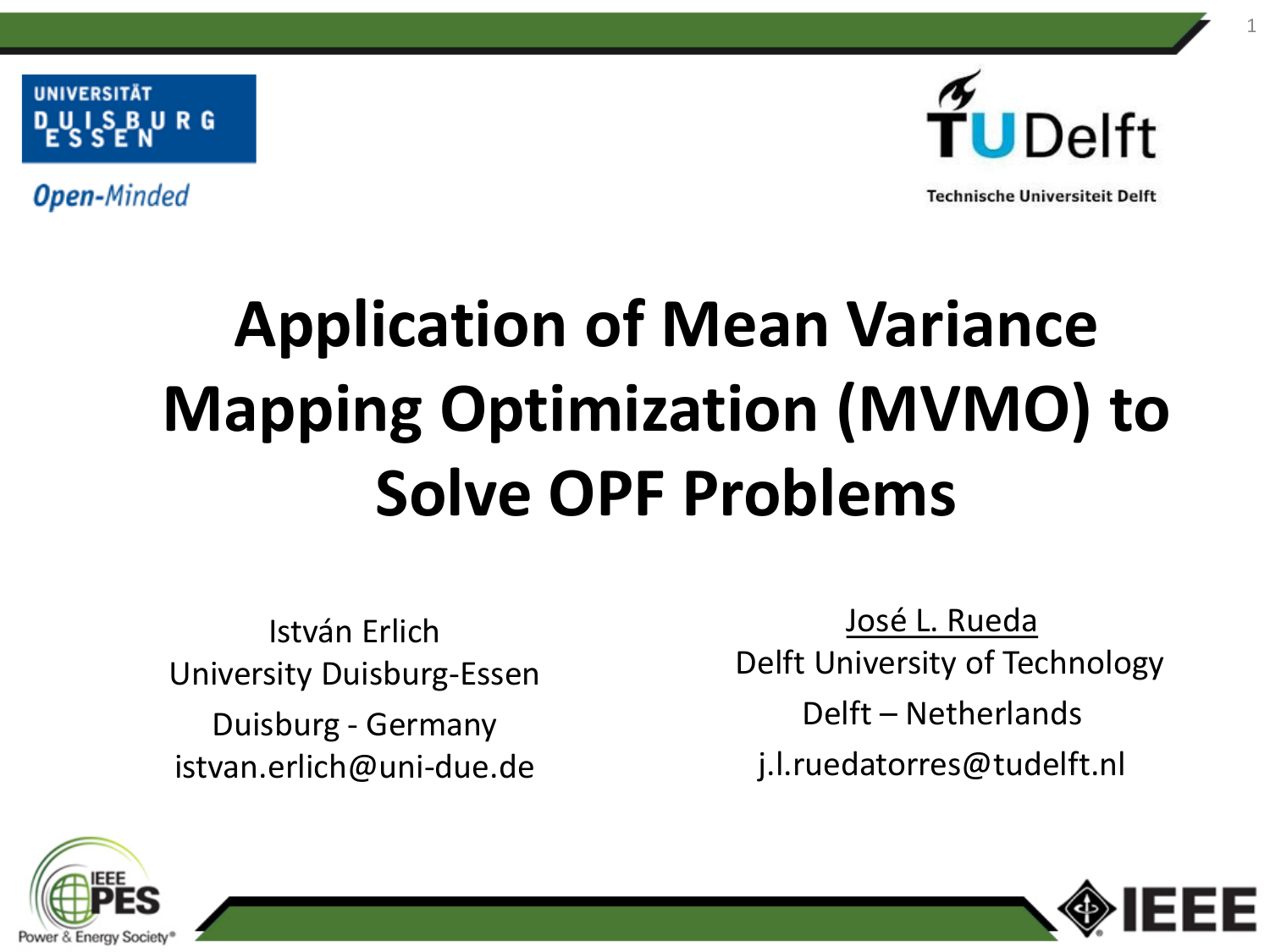UNIVERSITÄT DUISBURG ESSEN

*Open-Minded*

TU Delft

Technische Universiteit Delft

# Application of Mean Variance Mapping Optimization (MVMO) to Solve OPF Problems

István Erlich
University Duisburg-Essen
Duisburg - Germany
istvan.erlich@uni-due.de

José L. Rueda
Delft University of Technology
Delft – Netherlands
j.l.ruedatorres@tudelft.nl

IEEE PES Power & Energy Society®

IEEE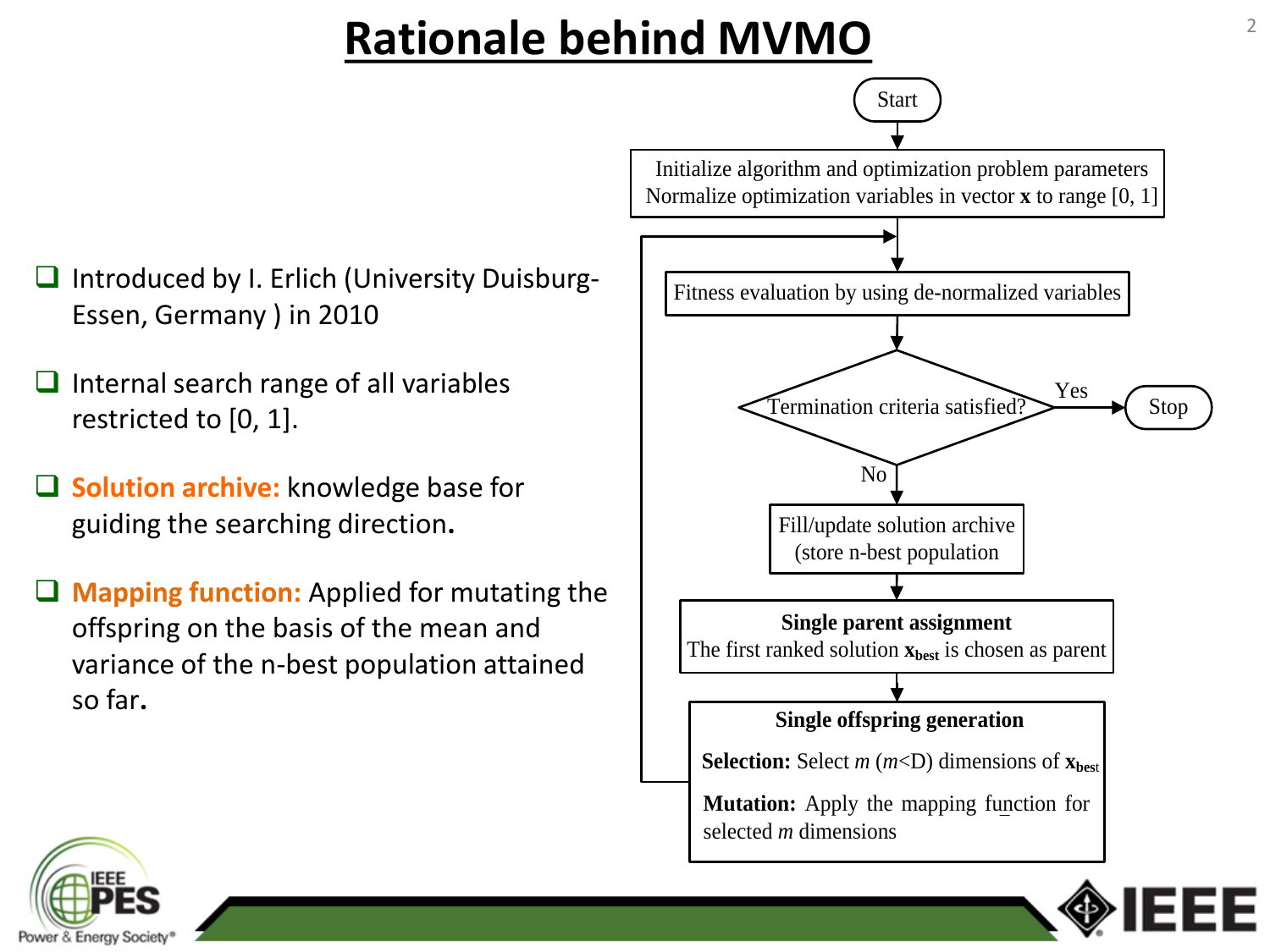# Rationale behind MVMO

- Introduced by I. Erlich (University Duisburg-Essen, Germany ) in 2010
- Internal search range of all variables restricted to [0, 1].
- **Solution archive:** knowledge base for guiding the searching direction.
- **Mapping function:** Applied for mutating the offspring on the basis of the mean and variance of the n-best population attained so far.

Start

Initialize algorithm and optimization problem parameters
Normalize optimization variables in vector **x** to range [0, 1]

Fitness evaluation by using de-normalized variables

Termination criteria satisfied? — Yes → Stop

No

Fill/update solution archive (store n-best population

**Single parent assignment**
The first ranked solution $\mathbf{x}_{\mathbf{best}}$ is chosen as parent

**Single offspring generation**

**Selection:** Select *m* (*m*<D) dimensions of $\mathbf{x}_{\mathbf{best}}$

**Mutation:** Apply the mapping function for selected *m* dimensions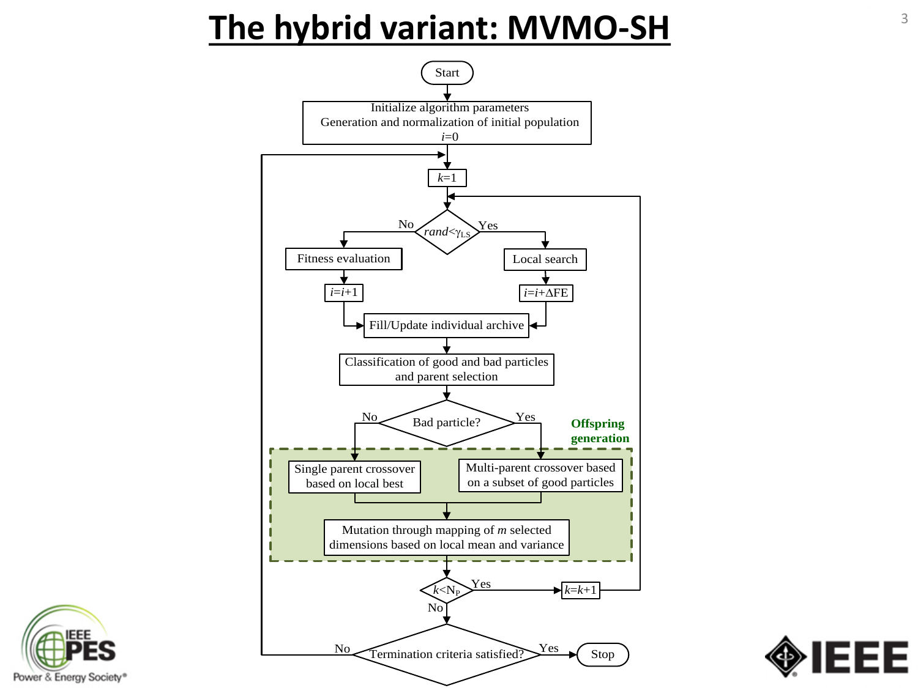# The hybrid variant: MVMO-SH

Start

Initialize algorithm parameters
Generation and normalization of initial population
$i$=0

$k$=1

$rand<\gamma_{LS}$

No → Fitness evaluation → $i$=$i$+1

Yes → Local search → $i$=$i$+ΔFE

Fill/Update individual archive

Classification of good and bad particles and parent selection

Bad particle?

**Offspring generation**

No → Single parent crossover based on local best

Yes → Multi-parent crossover based on a subset of good particles

Mutation through mapping of $m$ selected dimensions based on local mean and variance

$k<N_P$

Yes → $k$=$k$+1

No → Termination criteria satisfied?

No → (return to $k$=1)

Yes → Stop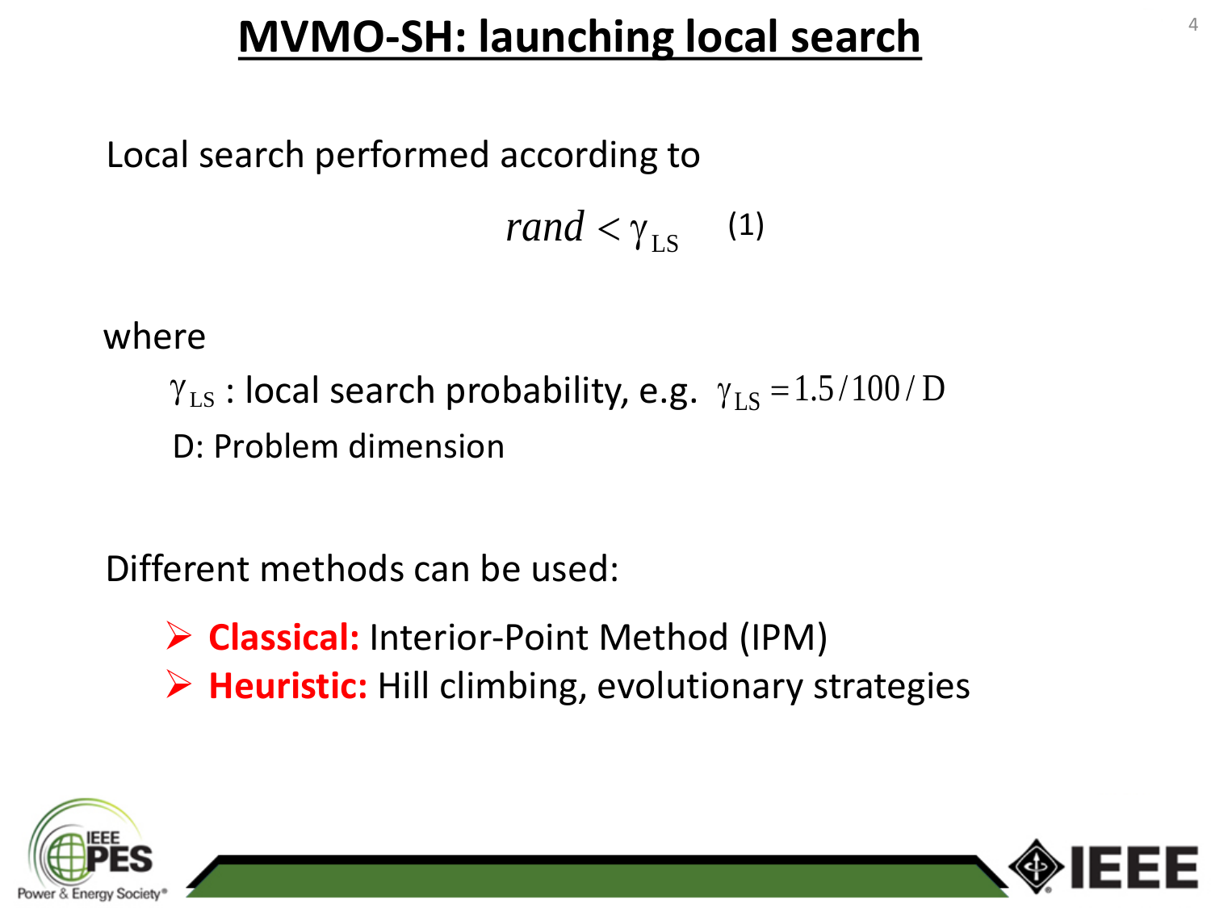# MVMO-SH: launching local search

Local search performed according to

$$rand < \gamma_{LS} \quad (1)$$

where

- $\gamma_{LS}$ : local search probability, e.g. $\gamma_{LS} = 1.5/100/D$
- D: Problem dimension

Different methods can be used:

- **Classical:** Interior-Point Method (IPM)
- **Heuristic:** Hill climbing, evolutionary strategies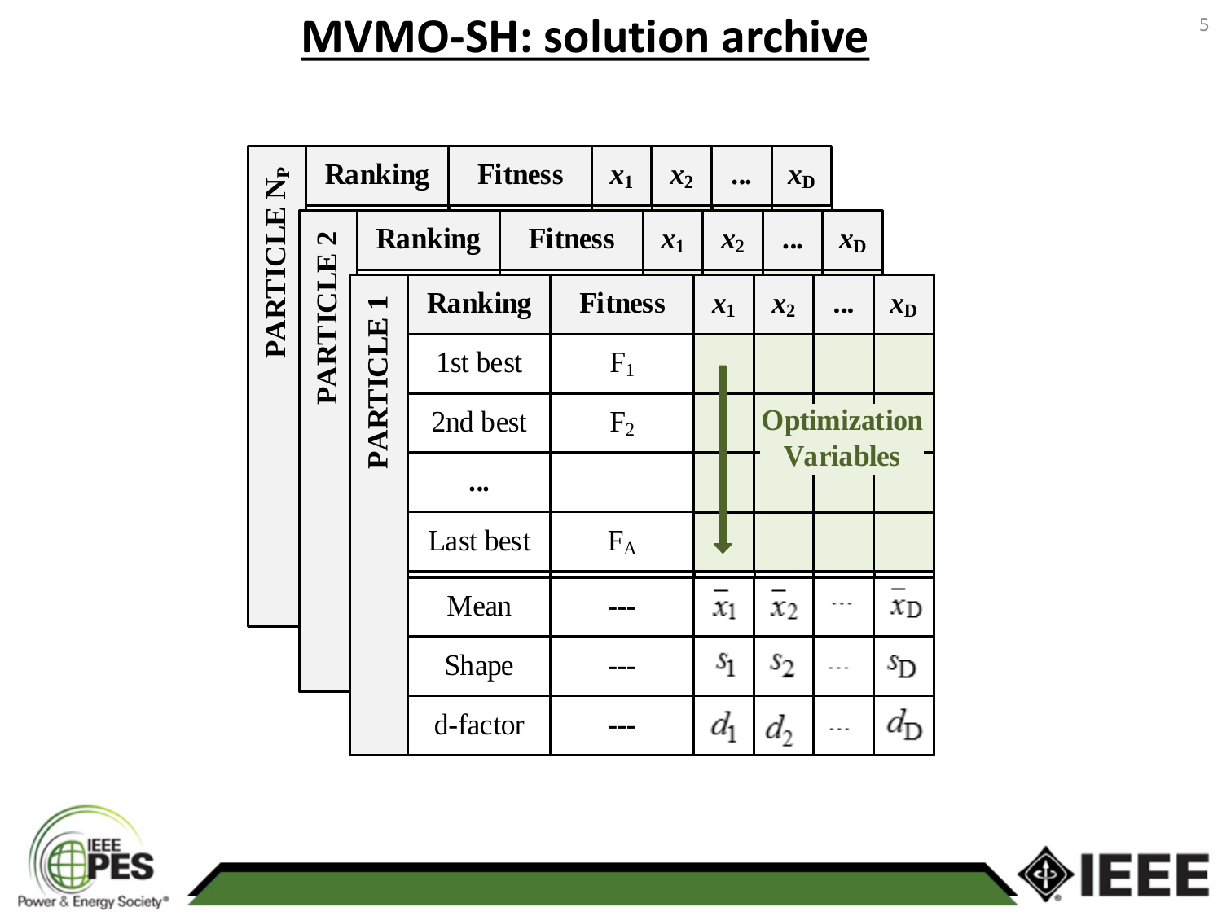# MVMO-SH: solution archive

PARTICLE $N_P$

PARTICLE 2

PARTICLE 1

| Ranking | Fitness | $x_1$ | $x_2$ | ... | $x_D$ |
|---|---|---|---|---|---|
| 1st best | $F_1$ | | | | |
| 2nd best | $F_2$ | | Optimization Variables | | |
| ... | | | | | |
| Last best | $F_A$ | | | | |
| Mean | --- | $\bar{x}_1$ | $\bar{x}_2$ | ... | $\bar{x}_D$ |
| Shape | --- | $s_1$ | $s_2$ | ... | $s_D$ |
| d-factor | --- | $d_1$ | $d_2$ | ... | $d_D$ |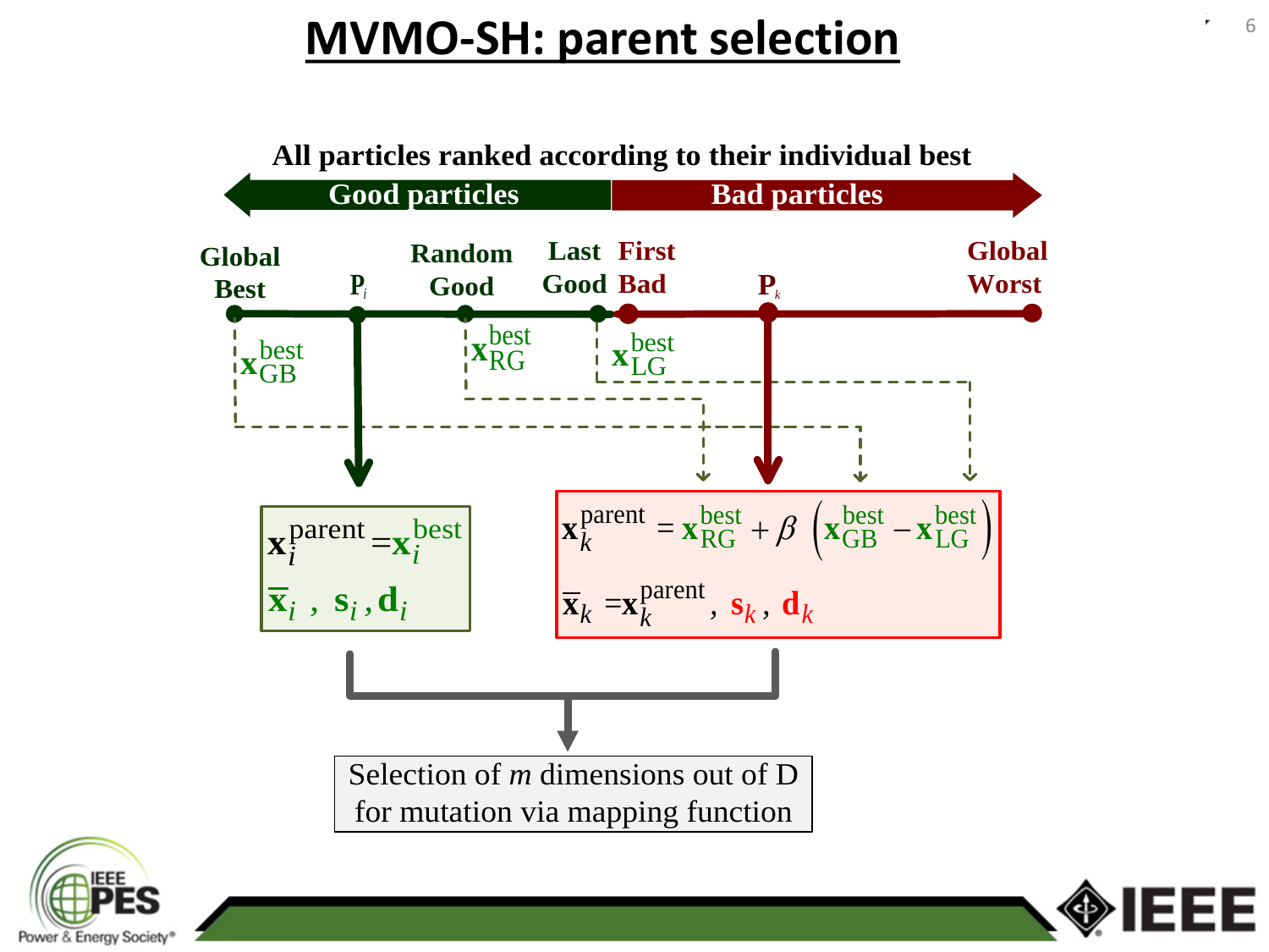# MVMO-SH: parent selection

**All particles ranked according to their individual best**

**Good particles** ← → **Bad particles**

Global Best — $P_i$ — Random Good — Last Good | First Bad — $P_k$ — Global Worst

$\mathbf{x}_{GB}^{best}$ $\mathbf{x}_{RG}^{best}$ $\mathbf{x}_{LG}^{best}$

$$\mathbf{x}_i^{parent} = \mathbf{x}_i^{best}$$

$$\bar{\mathbf{x}}_i \ , \ \mathbf{s}_i \ , \mathbf{d}_i$$

$$\mathbf{x}_k^{parent} = \mathbf{x}_{RG}^{best} + \beta \left( \mathbf{x}_{GB}^{best} - \mathbf{x}_{LG}^{best} \right)$$

$$\bar{\mathbf{x}}_k = \mathbf{x}_k^{parent}, \ \mathbf{s}_k \ , \ \mathbf{d}_k$$

Selection of *m* dimensions out of D for mutation via mapping function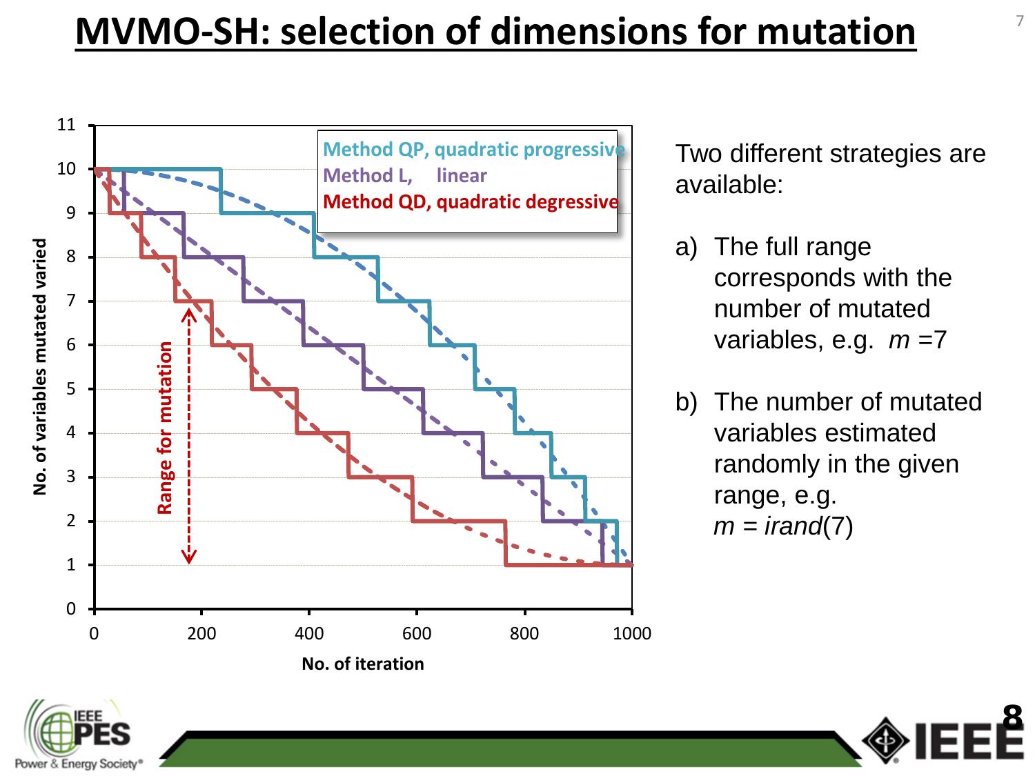# MVMO-SH: selection of dimensions for mutation

Two different strategies are available:

a) The full range corresponds with the number of mutated variables, e.g. $m = 7$

b) The number of mutated variables estimated randomly in the given range, e.g. $m = irand(7)$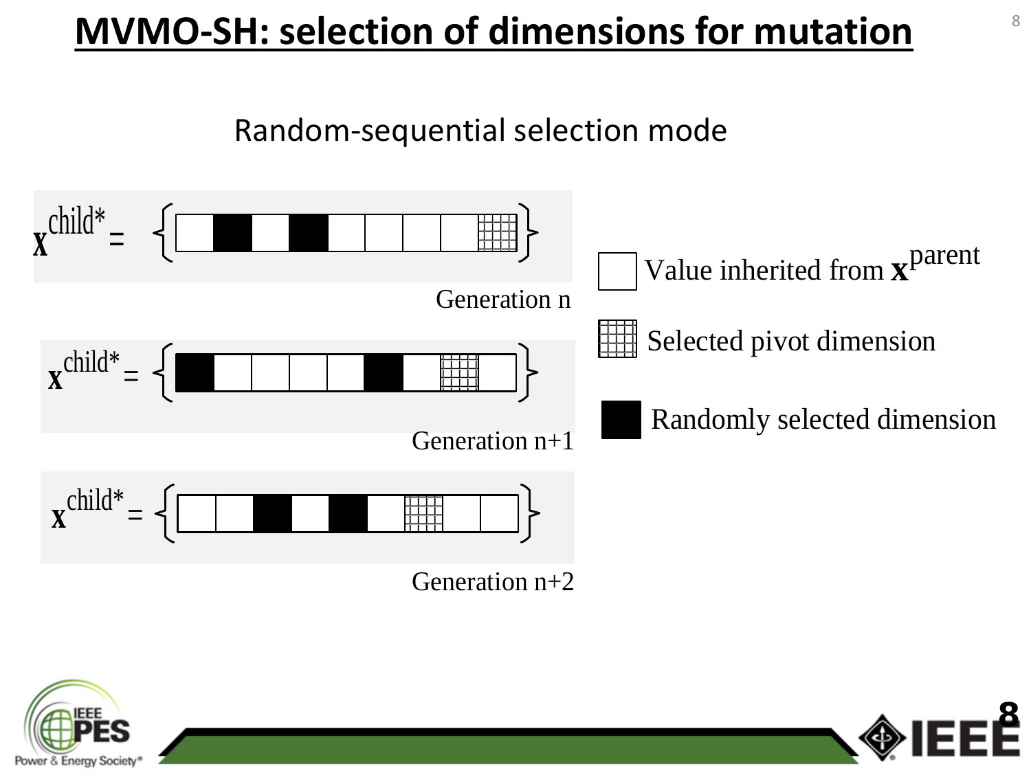# MVMO-SH: selection of dimensions for mutation

Random-sequential selection mode

$\mathbf{x}^{\text{child*}} =$ { □ ■ □ ■ □ □ □ □ ▦ }

Generation n

$\mathbf{x}^{\text{child*}} =$ { ■ □ □ □ □ ■ □ ▦ □ }

Generation n+1

$\mathbf{x}^{\text{child*}} =$ { □ □ ■ □ ■ □ ▦ □ □ }

Generation n+2

□ Value inherited from $\mathbf{x}^{\text{parent}}$

▦ Selected pivot dimension

■ Randomly selected dimension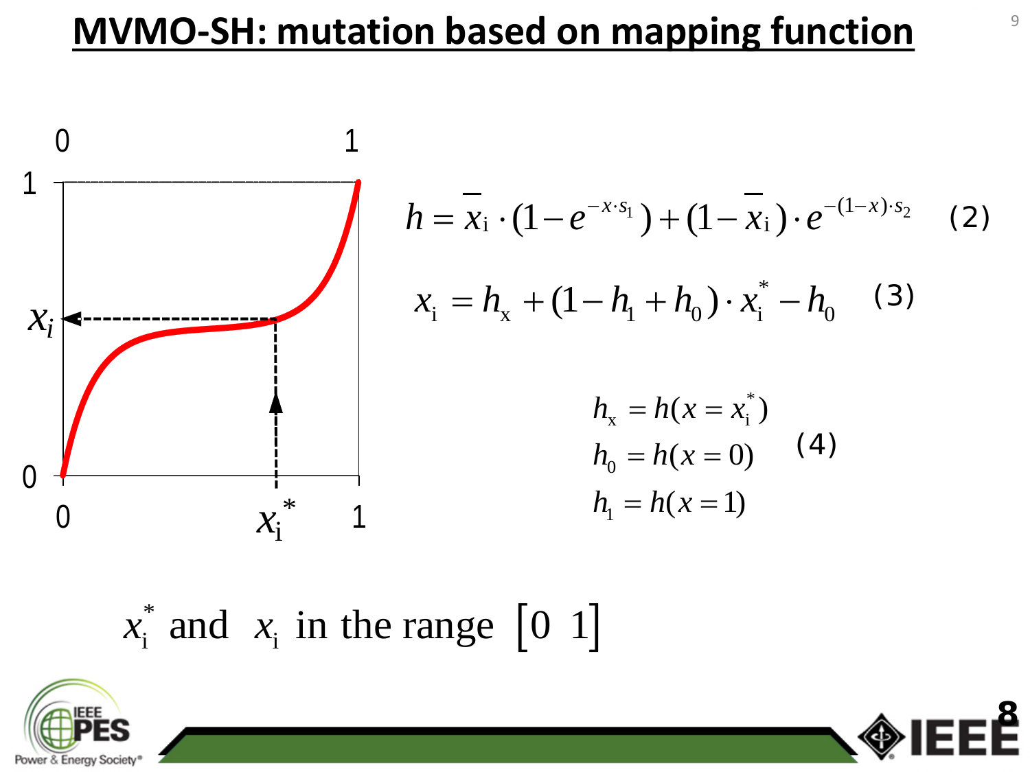# MVMO-SH: mutation based on mapping function

$$h = \bar{x}_{\mathrm{i}} \cdot (1 - e^{-x \cdot s_1}) + (1 - \bar{x}_{\mathrm{i}}) \cdot e^{-(1-x) \cdot s_2} \quad (2)$$

$$x_{\mathrm{i}} = h_{\mathrm{x}} + (1 - h_1 + h_0) \cdot x_{\mathrm{i}}^* - h_0 \quad (3)$$

$$\begin{aligned} h_{\mathrm{x}} &= h(x = x_{\mathrm{i}}^*) \\ h_0 &= h(x = 0) \\ h_1 &= h(x = 1) \end{aligned} \quad (4)$$

$x_{\mathrm{i}}^*$ and $x_{\mathrm{i}}$ in the range $[0 \;\; 1]$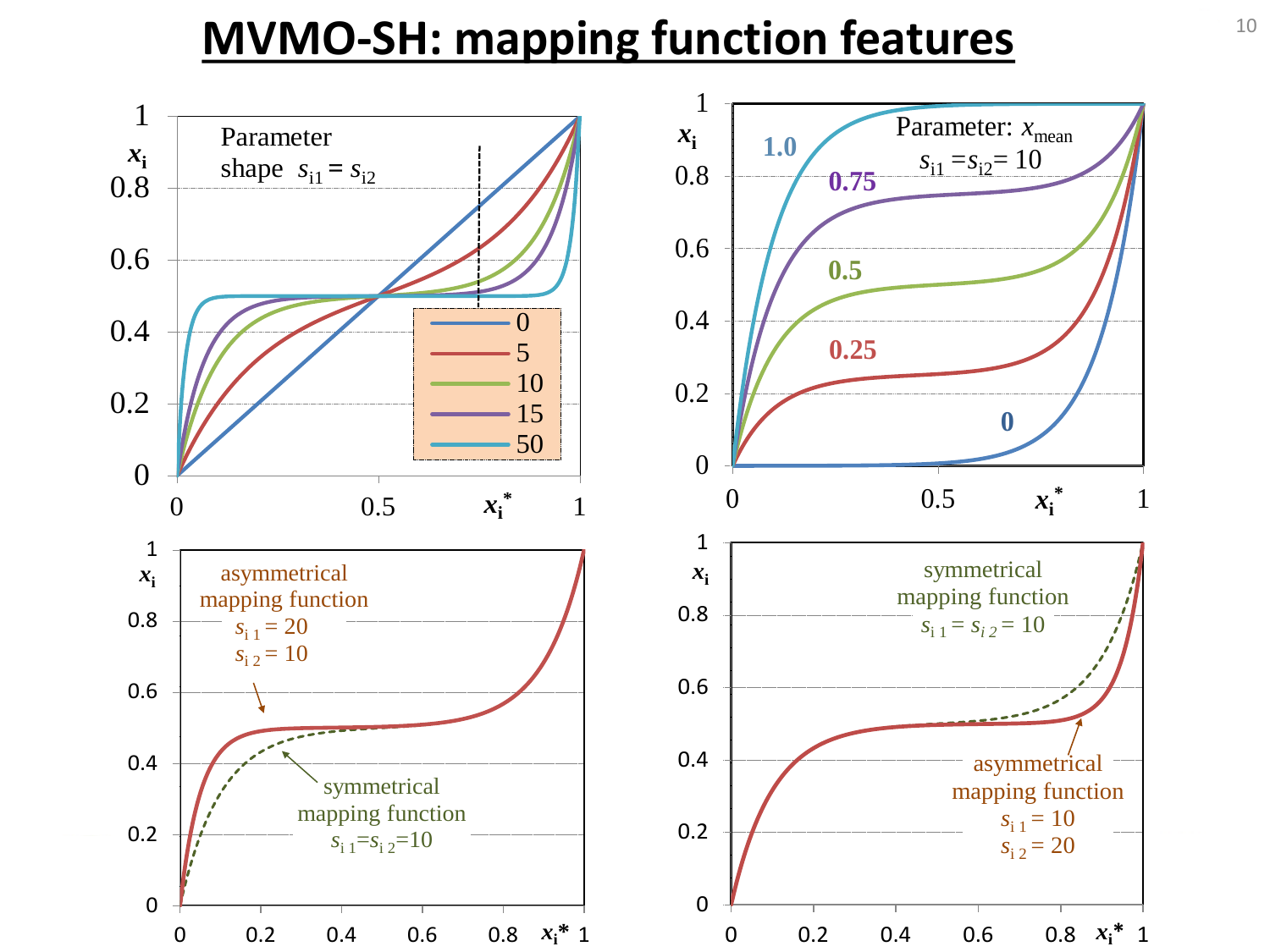# MVMO-SH: mapping function features

Parameter shape $s_{i1} = s_{i2}$

Legend: 0, 5, 10, 15, 50

Parameter: $x_{mean}$, $s_{i1} = s_{i2} = 10$

Curves: 1.0, 0.75, 0.5, 0.25, 0

asymmetrical mapping function $s_{i1} = 20$, $s_{i2} = 10$

symmetrical mapping function $s_{i1} = s_{i2} = 10$

symmetrical mapping function $s_{i1} = s_{i2} = 10$

asymmetrical mapping function $s_{i1} = 10$, $s_{i2} = 20$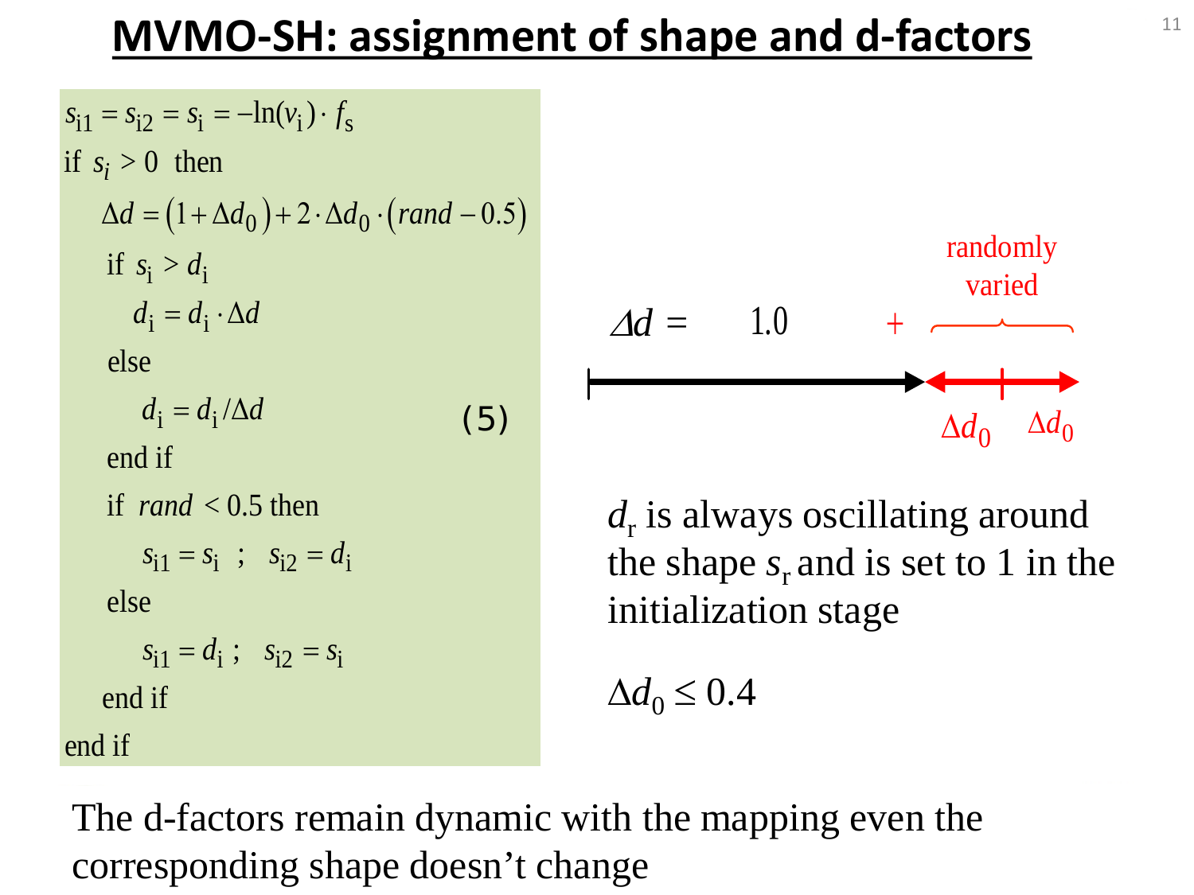# MVMO-SH: assignment of shape and d-factors

$$
\begin{aligned}
& s_{i1} = s_{i2} = s_i = -\ln(v_i) \cdot f_s \\
& \text{if } s_i > 0 \text{ then} \\
& \quad \Delta d = (1 + \Delta d_0) + 2 \cdot \Delta d_0 \cdot (rand - 0.5) \\
& \quad \text{if } s_i > d_i \\
& \qquad d_i = d_i \cdot \Delta d \\
& \quad \text{else} \\
& \qquad d_i = d_i / \Delta d \\
& \quad \text{end if} \\
& \quad \text{if } rand < 0.5 \text{ then} \\
& \qquad s_{i1} = s_i \;;\quad s_{i2} = d_i \\
& \quad \text{else} \\
& \qquad s_{i1} = d_i \;;\quad s_{i2} = s_i \\
& \quad \text{end if} \\
& \text{end if}
\end{aligned}
\tag{5}
$$

$\Delta d =$ 1.0 + randomly varied ($\Delta d_0$, $\Delta d_0$)

$d_r$ is always oscillating around the shape $s_r$ and is set to 1 in the initialization stage

$\Delta d_0 \leq 0.4$

The d-factors remain dynamic with the mapping even the corresponding shape doesn't change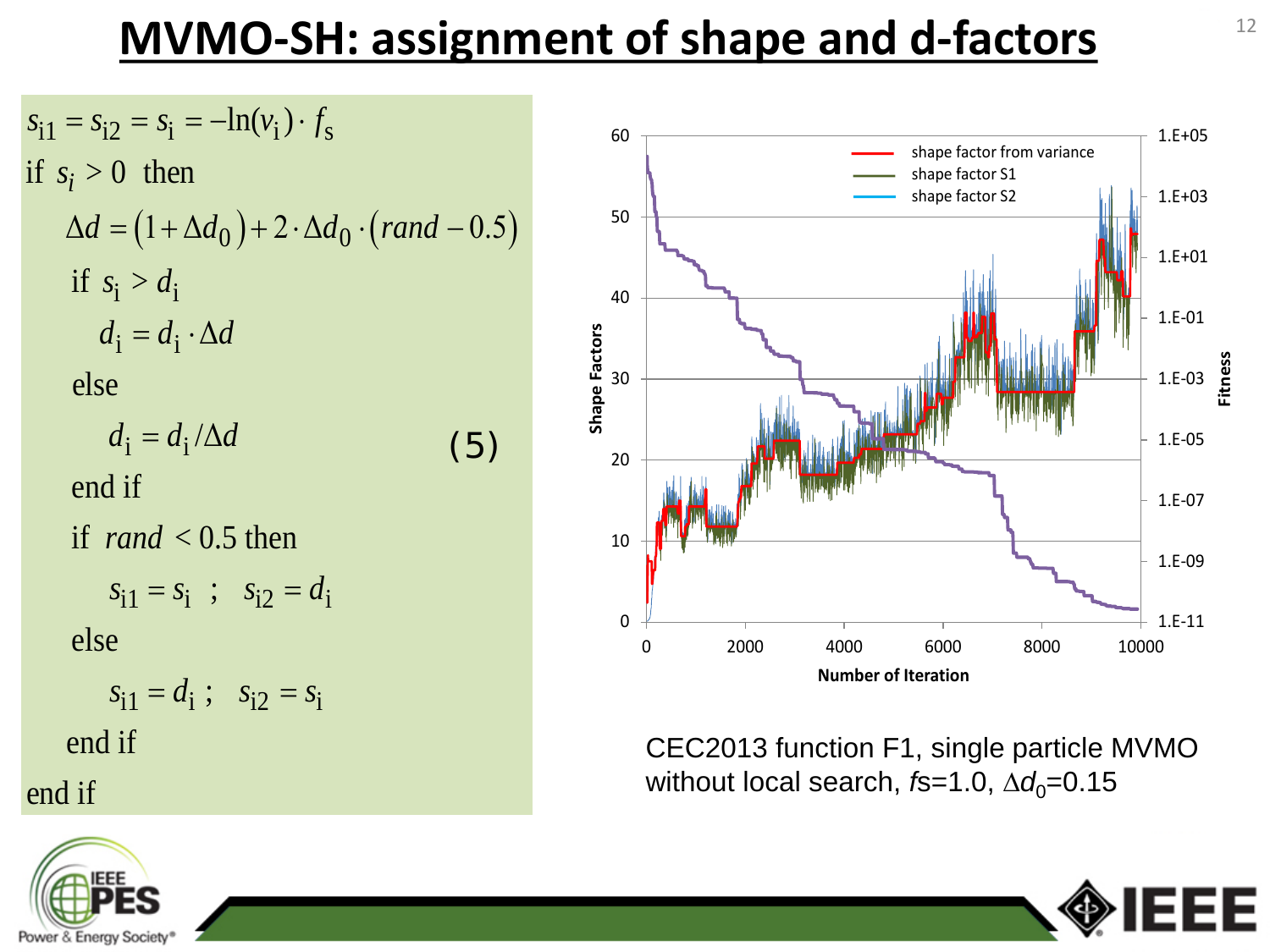# MVMO-SH: assignment of shape and d-factors

$$
\begin{aligned}
& s_{i1} = s_{i2} = s_i = -\ln(v_i)\cdot f_s \\
& \text{if } s_i > 0 \text{ then} \\
& \quad \Delta d = (1+\Delta d_0) + 2\cdot\Delta d_0\cdot(rand - 0.5) \\
& \quad \text{if } s_i > d_i \\
& \qquad d_i = d_i \cdot \Delta d \\
& \quad \text{else} \\
& \qquad d_i = d_i / \Delta d \\
& \quad \text{end if} \\
& \quad \text{if } rand < 0.5 \text{ then} \\
& \qquad s_{i1} = s_i \;;\; s_{i2} = d_i \\
& \quad \text{else} \\
& \qquad s_{i1} = d_i \;;\; s_{i2} = s_i \\
& \quad \text{end if} \\
& \text{end if}
\end{aligned}
\tag{5}
$$

CEC2013 function F1, single particle MVMO without local search, $f$s=1.0, $\Delta d_0$=0.15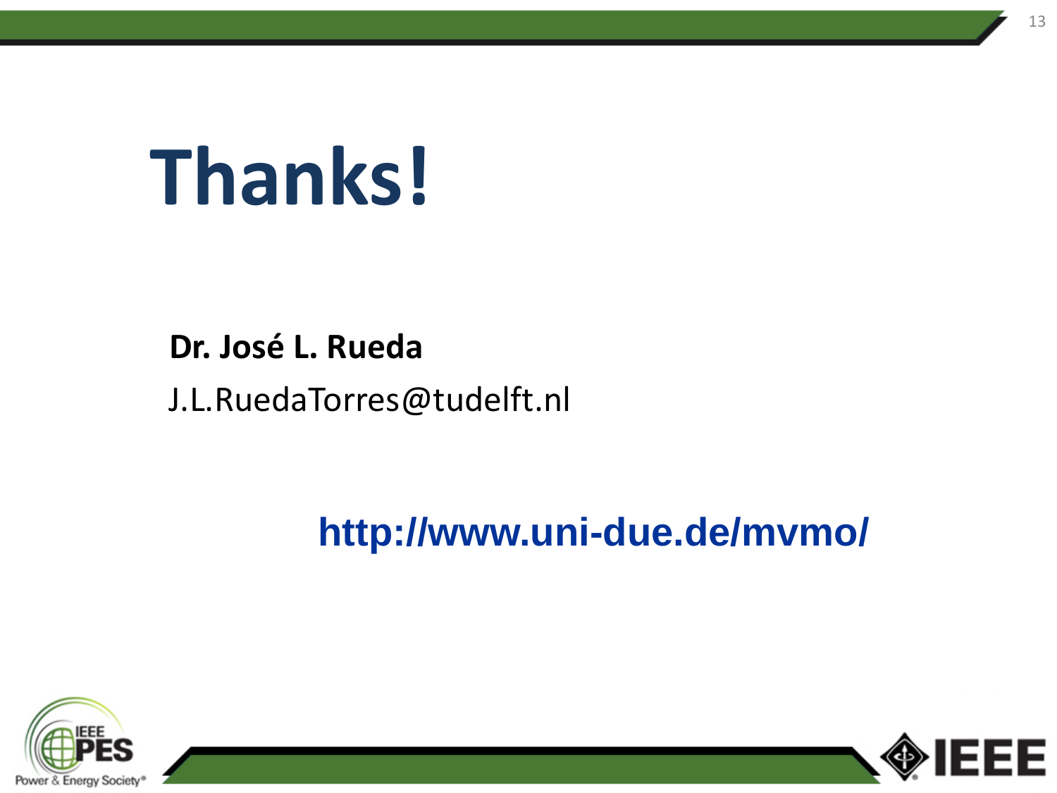# Thanks!

**Dr. José L. Rueda**

J.L.RuedaTorres@tudelft.nl

**http://www.uni-due.de/mvmo/**